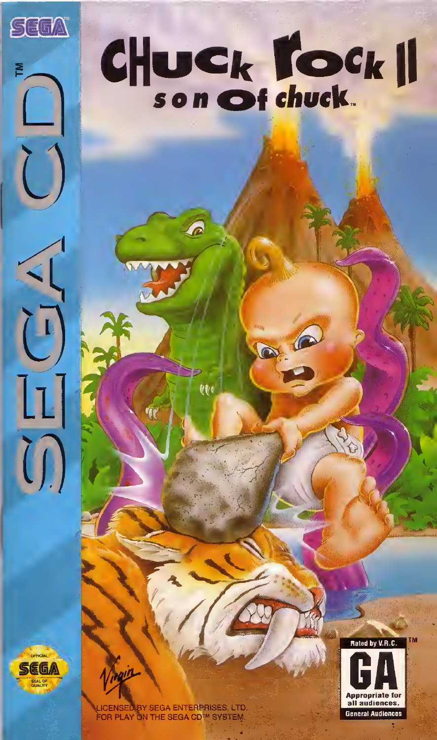SEGA

SEGA CD™

# Chuck Rock II

## son of chuck™

Virgin

LICENSED BY SEGA ENTERPRISES, LTD. FOR PLAY ON THE SEGA CD™ SYSTEM.

OFFICIAL SEGA SEAL OF QUALITY

Rated by V.R.C. TM

GA

Appropriate for all audiences.

General Audiences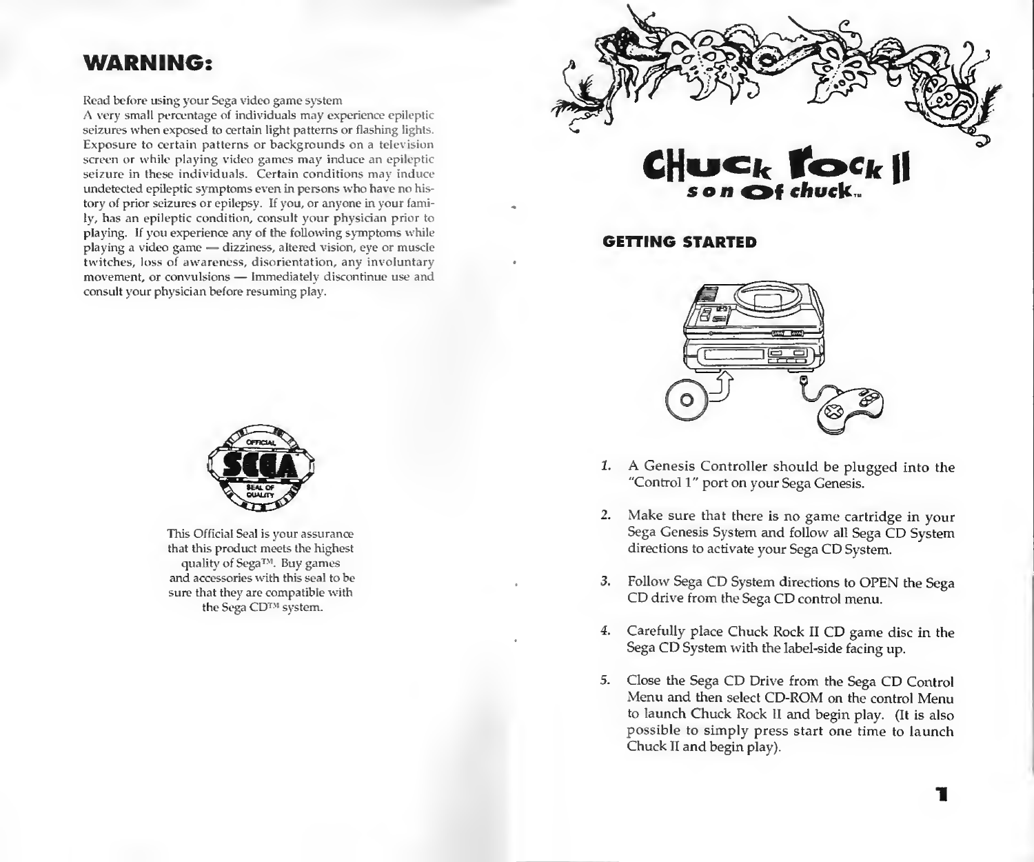## WARNING:

Read before using your Sega video game system

A very small percentage of individuals may experience epileptic seizures when exposed to certain light patterns or flashing lights. Exposure to certain patterns or backgrounds on a television screen or while playing video games may induce an epileptic seizure in these individuals. Certain conditions may induce undetected epileptic symptoms even in persons who have no history of prior seizures or epilepsy. If you, or anyone in your family, has an epileptic condition, consult your physician prior to playing. If you experience any of the following symptoms while playing a video game — dizziness, altered vision, eye or muscle twitches, loss of awareness, disorientation, any involuntary movement, or convulsions — Immediately discontinue use and consult your physician before resuming play.

This Official Seal is your assurance that this product meets the highest quality of Sega™. Buy games and accessories with this seal to be sure that they are compatible with the Sega CD™ system.

# Chuck Rock II
## son of chuck™

### GETTING STARTED

1. A Genesis Controller should be plugged into the "Control 1" port on your Sega Genesis.

2. Make sure that there is no game cartridge in your Sega Genesis System and follow all Sega CD System directions to activate your Sega CD System.

3. Follow Sega CD System directions to OPEN the Sega CD drive from the Sega CD control menu.

4. Carefully place Chuck Rock II CD game disc in the Sega CD System with the label-side facing up.

5. Close the Sega CD Drive from the Sega CD Control Menu and then select CD-ROM on the control Menu to launch Chuck Rock II and begin play. (It is also possible to simply press start one time to launch Chuck II and begin play).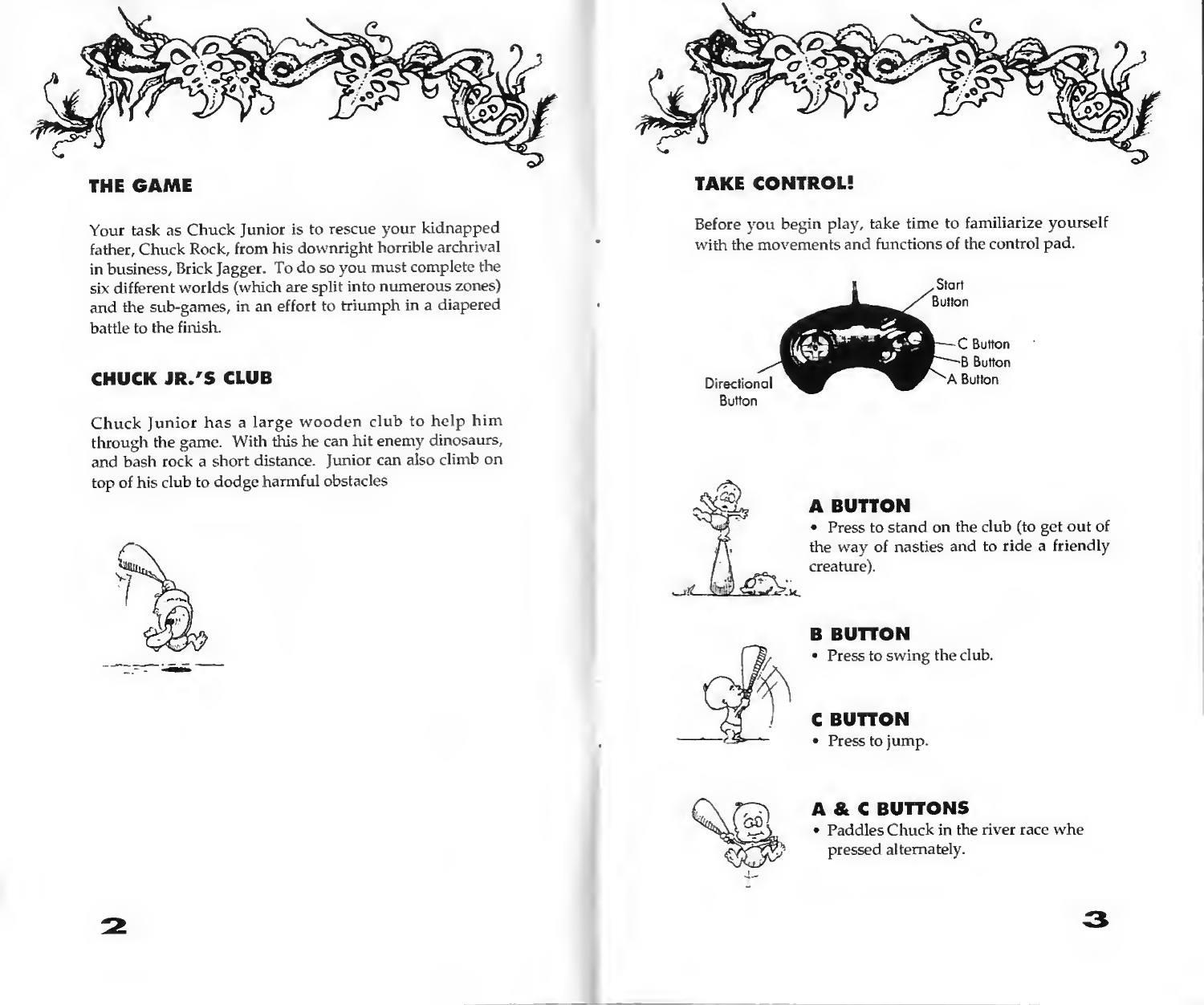## THE GAME

Your task as Chuck Junior is to rescue your kidnapped father, Chuck Rock, from his downright horrible archrival in business, Brick Jagger. To do so you must complete the six different worlds (which are split into numerous zones) and the sub-games, in an effort to triumph in a diapered battle to the finish.

## CHUCK JR.'S CLUB

Chuck Junior has a large wooden club to help him through the game. With this he can hit enemy dinosaurs, and bash rock a short distance. Junior can also climb on top of his club to dodge harmful obstacles

## TAKE CONTROL!

Before you begin play, take time to familiarize yourself with the movements and functions of the control pad.

Start Button

C Button

B Button

A Button

Directional Button

### A BUTTON

- Press to stand on the club (to get out of the way of nasties and to ride a friendly creature).

### B BUTTON

- Press to swing the club.

### C BUTTON

- Press to jump.

### A & C BUTTONS

- Paddles Chuck in the river race whe pressed alternately.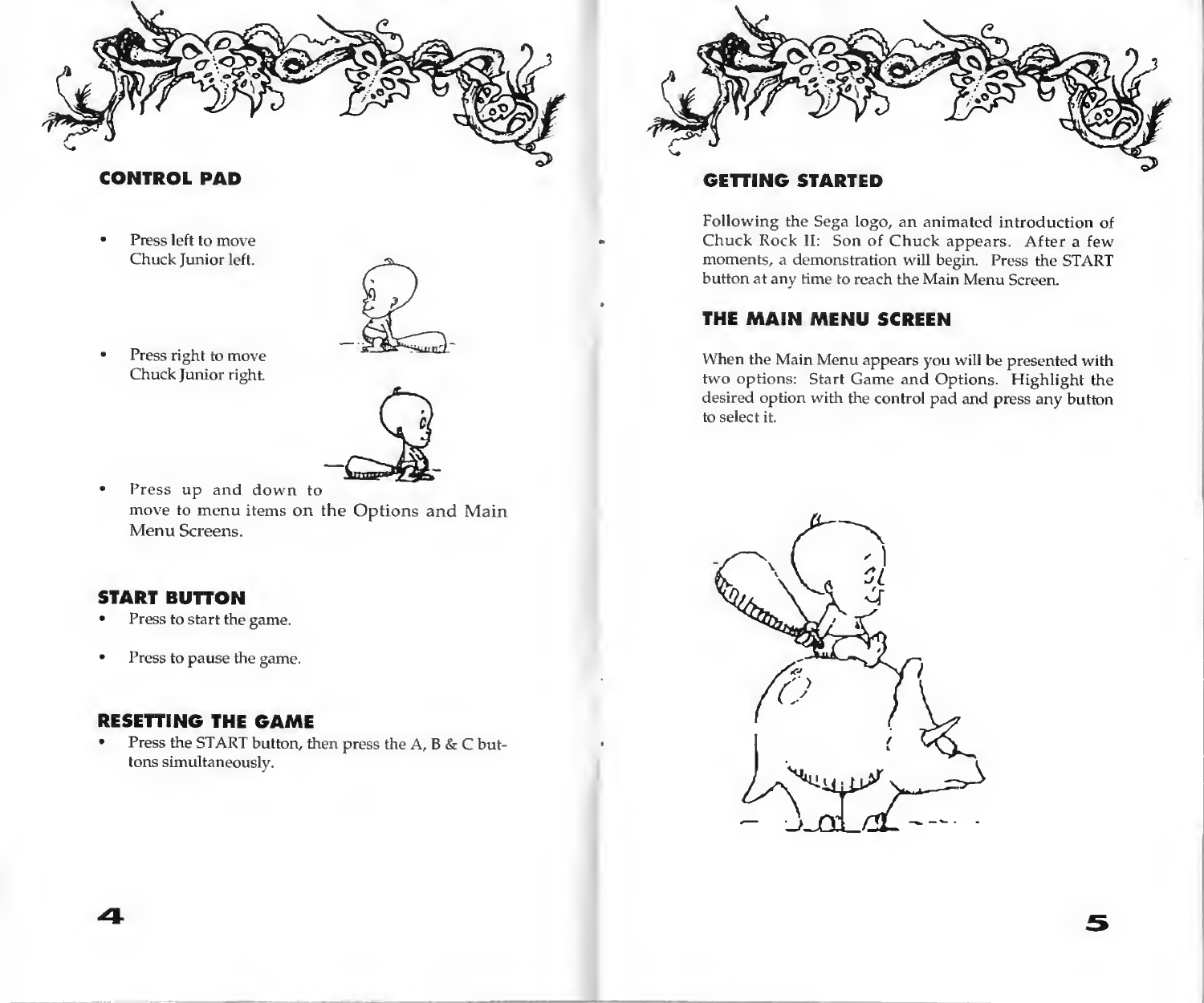## CONTROL PAD

- Press left to move Chuck Junior left.
- Press right to move Chuck Junior right.
- Press up and down to move to menu items on the Options and Main Menu Screens.

## START BUTTON

- Press to start the game.
- Press to pause the game.

## RESETTING THE GAME

- Press the START button, then press the A, B & C buttons simultaneously.

## GETTING STARTED

Following the Sega logo, an animated introduction of Chuck Rock II: Son of Chuck appears. After a few moments, a demonstration will begin. Press the START button at any time to reach the Main Menu Screen.

## THE MAIN MENU SCREEN

When the Main Menu appears you will be presented with two options: Start Game and Options. Highlight the desired option with the control pad and press any button to select it.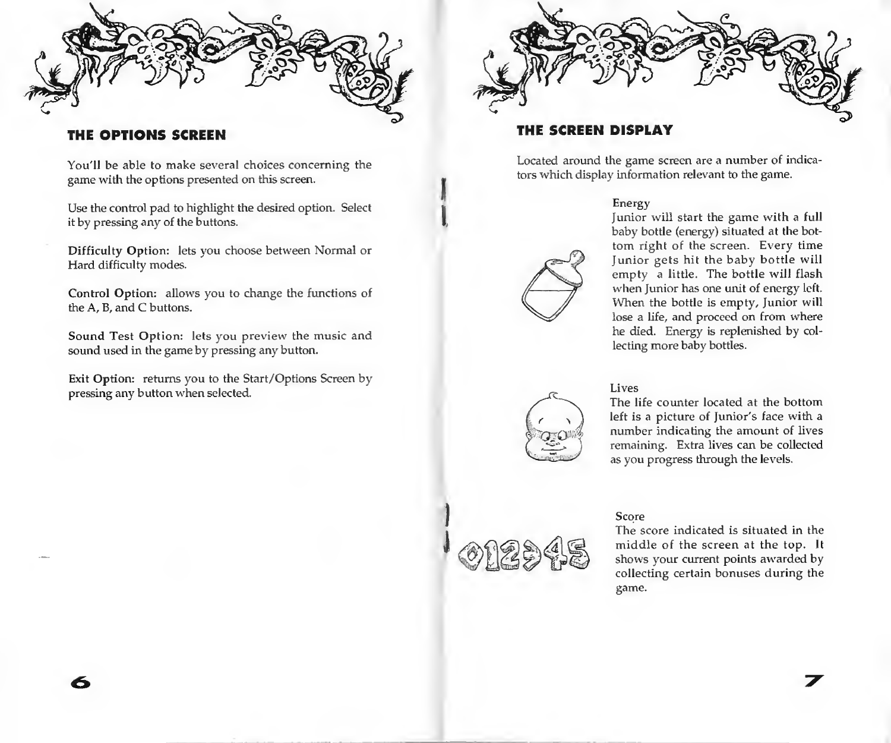## THE OPTIONS SCREEN

You'll be able to make several choices concerning the game with the options presented on this screen.

Use the control pad to highlight the desired option. Select it by pressing any of the buttons.

**Difficulty Option:** lets you choose between Normal or Hard difficulty modes.

**Control Option:** allows you to change the functions of the A, B, and C buttons.

**Sound Test Option:** lets you preview the music and sound used in the game by pressing any button.

**Exit Option:** returns you to the Start/Options Screen by pressing any button when selected.

## THE SCREEN DISPLAY

Located around the game screen are a number of indicators which display information relevant to the game.

### Energy

Junior will start the game with a full baby bottle (energy) situated at the bottom right of the screen. Every time Junior gets hit the baby bottle will empty a little. The bottle will flash when Junior has one unit of energy left. When the bottle is empty, Junior will lose a life, and proceed on from where he died. Energy is replenished by collecting more baby bottles.

### Lives

The life counter located at the bottom left is a picture of Junior's face with a number indicating the amount of lives remaining. Extra lives can be collected as you progress through the levels.

### Score

The score indicated is situated in the middle of the screen at the top. It shows your current points awarded by collecting certain bonuses during the game.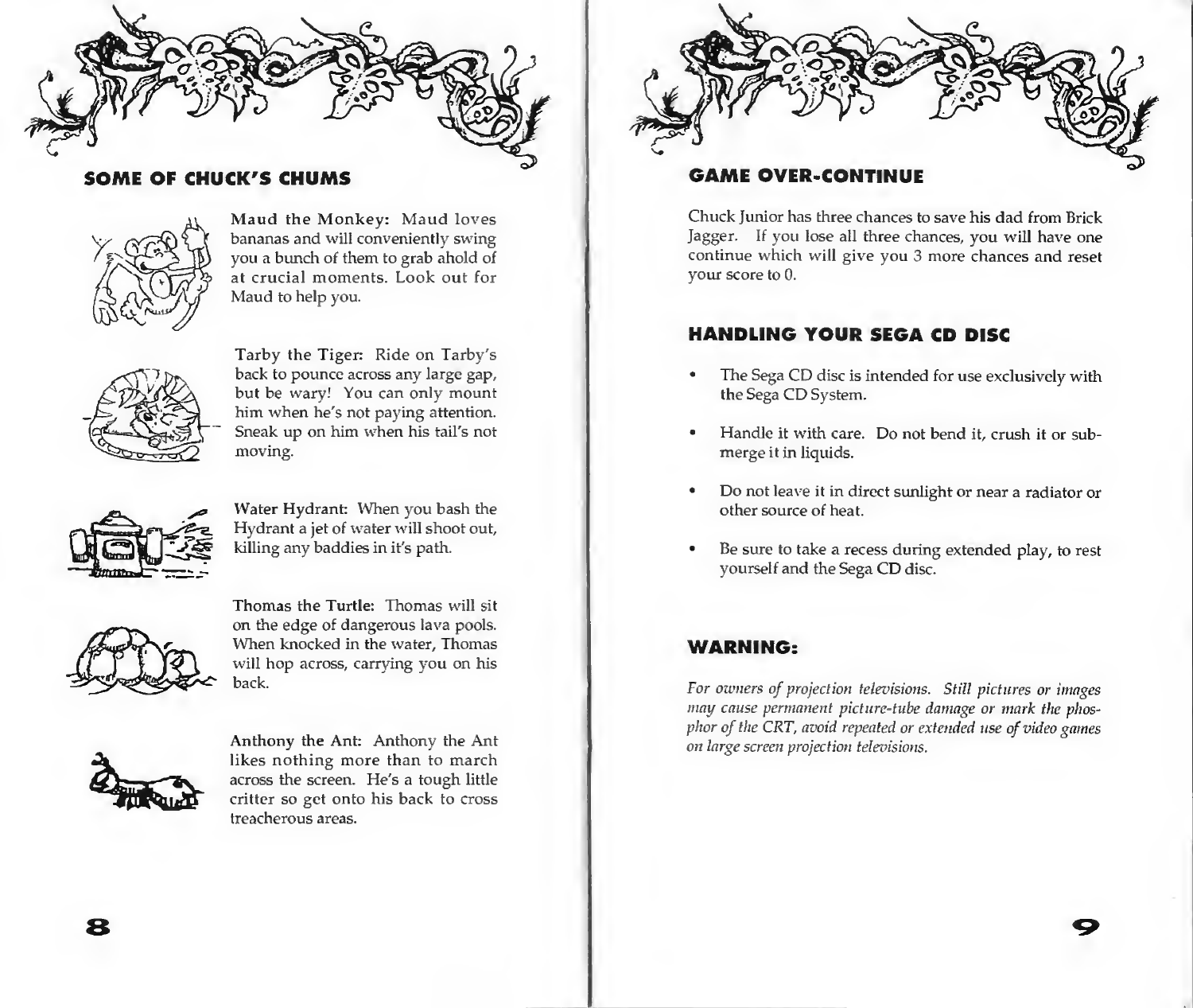## SOME OF CHUCK'S CHUMS

**Maud the Monkey:** Maud loves bananas and will conveniently swing you a bunch of them to grab ahold of at crucial moments. Look out for Maud to help you.

**Tarby the Tiger:** Ride on Tarby's back to pounce across any large gap, but be wary! You can only mount him when he's not paying attention. Sneak up on him when his tail's not moving.

**Water Hydrant:** When you bash the Hydrant a jet of water will shoot out, killing any baddies in it's path.

**Thomas the Turtle:** Thomas will sit on the edge of dangerous lava pools. When knocked in the water, Thomas will hop across, carrying you on his back.

**Anthony the Ant:** Anthony the Ant likes nothing more than to march across the screen. He's a tough little critter so get onto his back to cross treacherous areas.

## GAME OVER-CONTINUE

Chuck Junior has three chances to save his dad from Brick Jagger. If you lose all three chances, you will have one continue which will give you 3 more chances and reset your score to 0.

## HANDLING YOUR SEGA CD DISC

- The Sega CD disc is intended for use exclusively with the Sega CD System.
- Handle it with care. Do not bend it, crush it or submerge it in liquids.
- Do not leave it in direct sunlight or near a radiator or other source of heat.
- Be sure to take a recess during extended play, to rest yourself and the Sega CD disc.

## WARNING:

*For owners of projection televisions. Still pictures or images may cause permanent picture-tube damage or mark the phosphor of the CRT, avoid repeated or extended use of video games on large screen projection televisions.*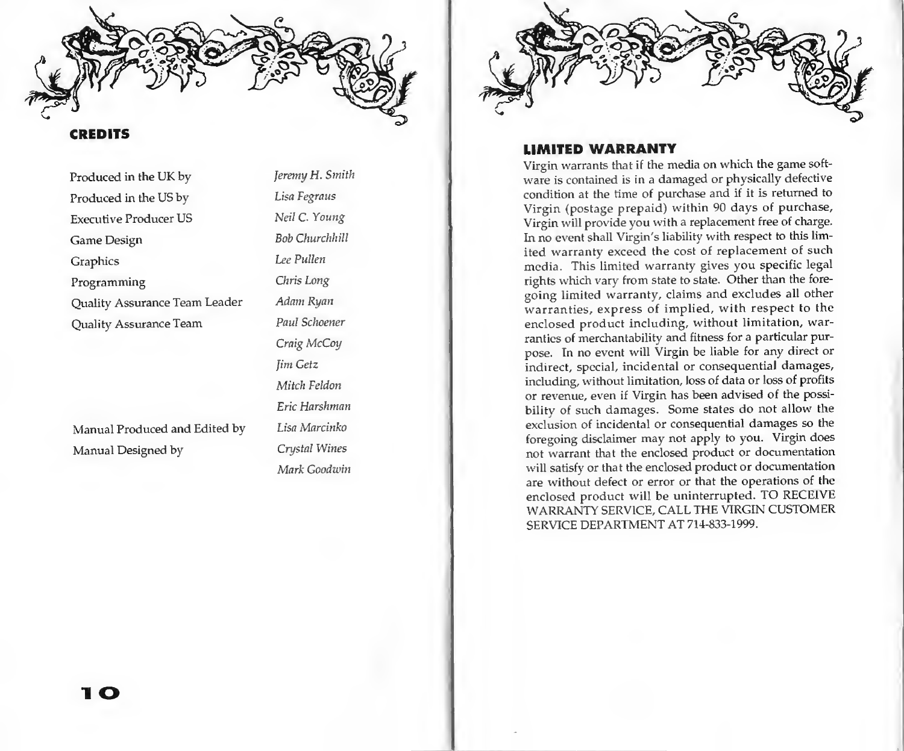## CREDITS

| | |
|---|---|
| Produced in the UK by | *Jeremy H. Smith* |
| Produced in the US by | *Lisa Fegraus* |
| Executive Producer US | *Neil C. Young* |
| Game Design | *Bob Churchhill* |
| Graphics | *Lee Pullen* |
| Programming | *Chris Long* |
| Quality Assurance Team Leader | *Adam Ryan* |
| Quality Assurance Team | *Paul Schoener* |
| | *Craig McCoy* |
| | *Jim Getz* |
| | *Mitch Feldon* |
| | *Eric Harshman* |
| Manual Produced and Edited by | *Lisa Marcinko* |
| Manual Designed by | *Crystal Wines* |
| | *Mark Goodwin* |

## LIMITED WARRANTY

Virgin warrants that if the media on which the game software is contained is in a damaged or physically defective condition at the time of purchase and if it is returned to Virgin (postage prepaid) within 90 days of purchase, Virgin will provide you with a replacement free of charge. In no event shall Virgin's liability with respect to this limited warranty exceed the cost of replacement of such media. This limited warranty gives you specific legal rights which vary from state to state. Other than the foregoing limited warranty, claims and excludes all other warranties, express of implied, with respect to the enclosed product including, without limitation, warranties of merchantability and fitness for a particular purpose. In no event will Virgin be liable for any direct or indirect, special, incidental or consequential damages, including, without limitation, loss of data or loss of profits or revenue, even if Virgin has been advised of the possibility of such damages. Some states do not allow the exclusion of incidental or consequential damages so the foregoing disclaimer may not apply to you. Virgin does not warrant that the enclosed product or documentation will satisfy or that the enclosed product or documentation are without defect or error or that the operations of the enclosed product will be uninterrupted. TO RECEIVE WARRANTY SERVICE, CALL THE VIRGIN CUSTOMER SERVICE DEPARTMENT AT 714-833-1999.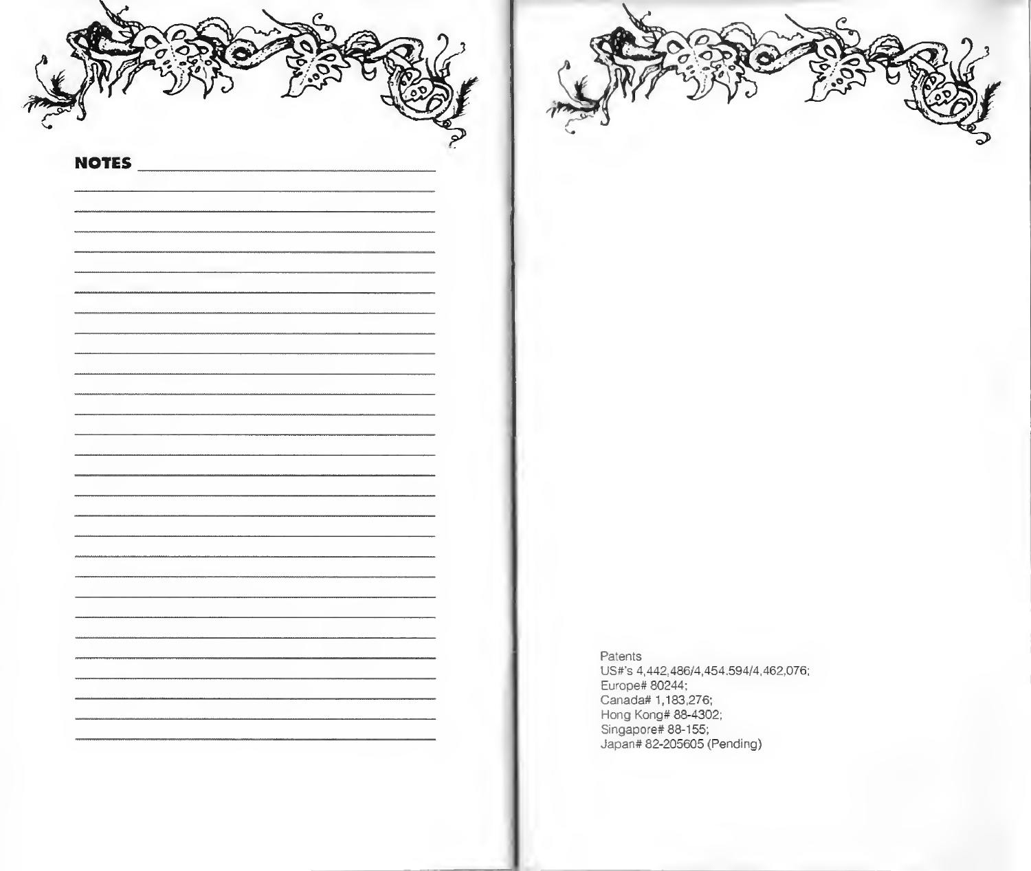## NOTES

Patents
US#'s 4,442,486/4,454,594/4,462,076;
Europe# 80244;
Canada# 1,183,276;
Hong Kong# 88-4302;
Singapore# 88-155;
Japan# 82-205605 (Pending)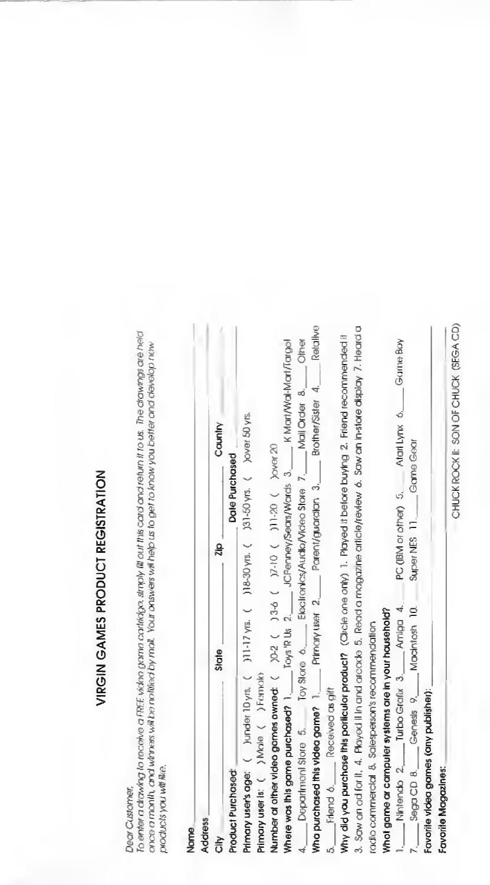## VIRGIN GAMES PRODUCT REGISTRATION

*Dear Customer,*
*To enter a drawing to receive a FREE video game cartridge, simply fill out this card and return it to us. The drawings are held once a month, and winners will be notified by mail. Your answers will help us to get to know you better and develop new products you will like.*

Name ______________________________

Address ______________________________

City ______________ State ______________ Zip ______________ Country ______________

Product Purchased: ______________ Date Purchased ______________

**Primary user's age:** ( )under 10 yrs. ( )11-17 yrs. ( )18-30 yrs. ( )31-50 yrs. ( )over 50 yrs.

**Primary user is:** ( )Male ( )Female

**Number of other video games owned:** ( )0-2 ( )3-6 ( )7-10 ( )11-20 ( )over 20

**Where was this game purchased?** 1.___ Toys 'R Us 2.___ JCPenney/Sears/Wards 3.___ K Mart/Wal-Mart/Target 4.___ Department Store 5.___ Toy Store 6.___ Electronics/Audio/Video Store 7.___ Mail Order 8.___ Other

**Who purchased this video game?** 1.___ Primary user 2.___ Parent/guardian 3.___ Brother/Sister 4.___ Relative 5.___ Friend 6.___ Received as gift

**Why did you purchase this particular product?** (Circle one only) 1. Played it before buying 2. Friend recommended it 3. Saw an ad for it 4. Played it in and arcade 5. Read a magazine article/review 6. Saw an in-store display 7. Heard a radio commercial 8. Salesperson's recommendation

**What game or computer systems are in your household?**
1.___ Nintendo 2.___ Turbo Grafix 3.___ Amiga 4.___ PC (IBM or other) 5.___ Atari Lynx 6.___ Game Boy 7.___ Sega CD 8.___ Genesis 9.___ Macintosh 10.___ Super NES 11.___ Game Gear

**Favorite video games (any publisher):** ______________________________

**Favorite Magazines:** ______________________________

CHUCK ROCK II: SON OF CHUCK (SEGA CD)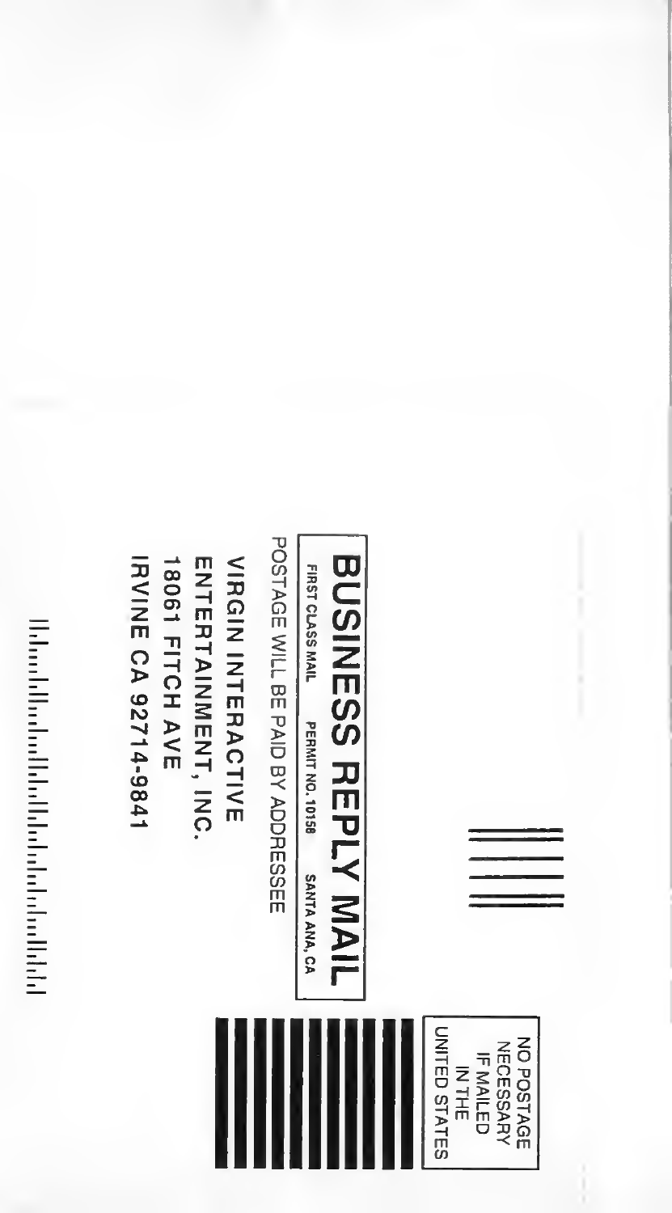NO POSTAGE
NECESSARY
IF MAILED
IN THE
UNITED STATES

# BUSINESS REPLY MAIL

FIRST CLASS MAIL PERMIT NO. 10158 SANTA ANA, CA

POSTAGE WILL BE PAID BY ADDRESSEE

VIRGIN INTERACTIVE
ENTERTAINMENT, INC.
18061 FITCH AVE
IRVINE CA 92714-9841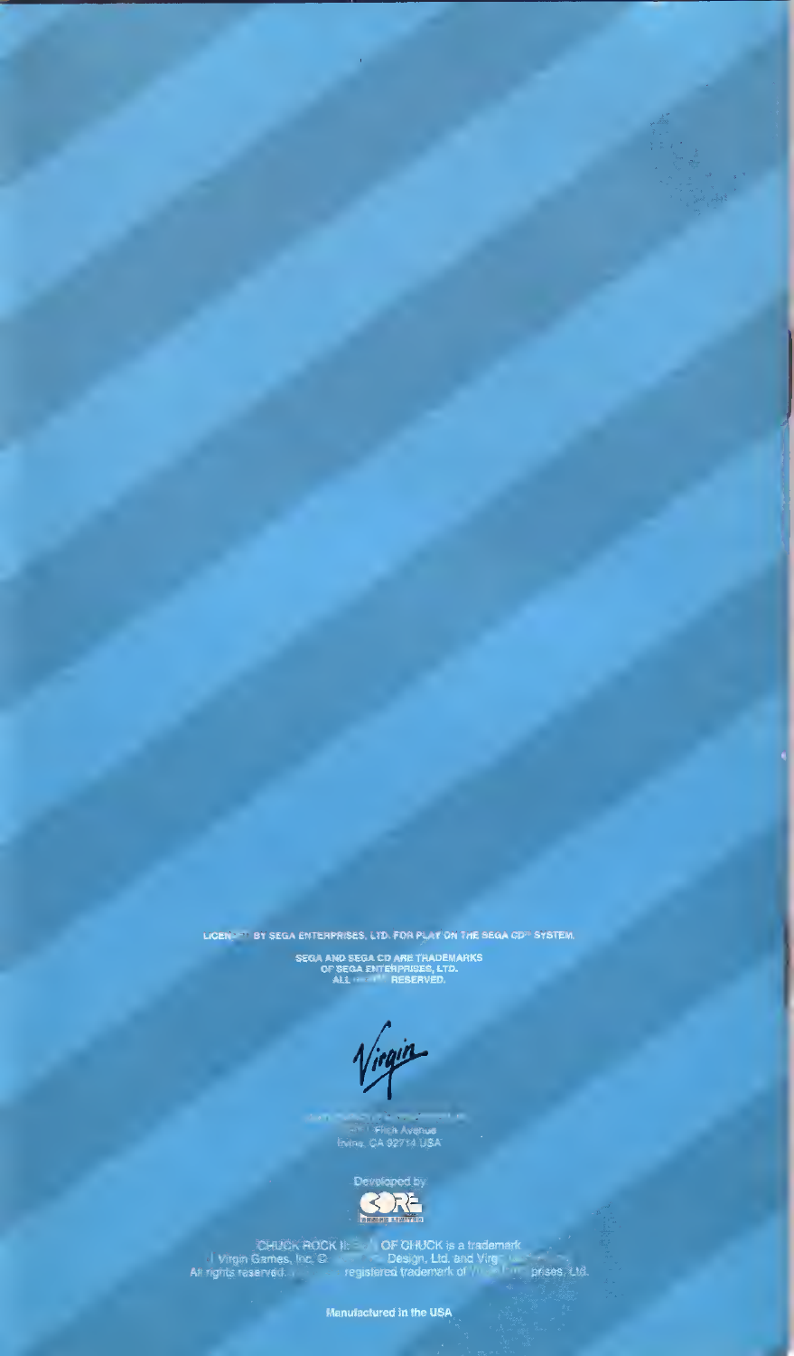LICENSED BY SEGA ENTERPRISES, LTD. FOR PLAY ON THE SEGA CD™ SYSTEM.

SEGA AND SEGA CD ARE TRADEMARKS
OF SEGA ENTERPRISES, LTD.
ALL RIGHTS RESERVED.

Virgin

Virgin Games, Inc.
18061 Fitch Avenue
Irvine, CA 92714 USA

Developed by

CORE DESIGN LIMITED

CHUCK ROCK II: SON OF CHUCK is a trademark
of Virgin Games, Inc. © Core Design, Ltd. and Virgin Games, Inc.
All rights reserved. Virgin is a registered trademark of Virgin Enterprises, Ltd.

Manufactured in the USA